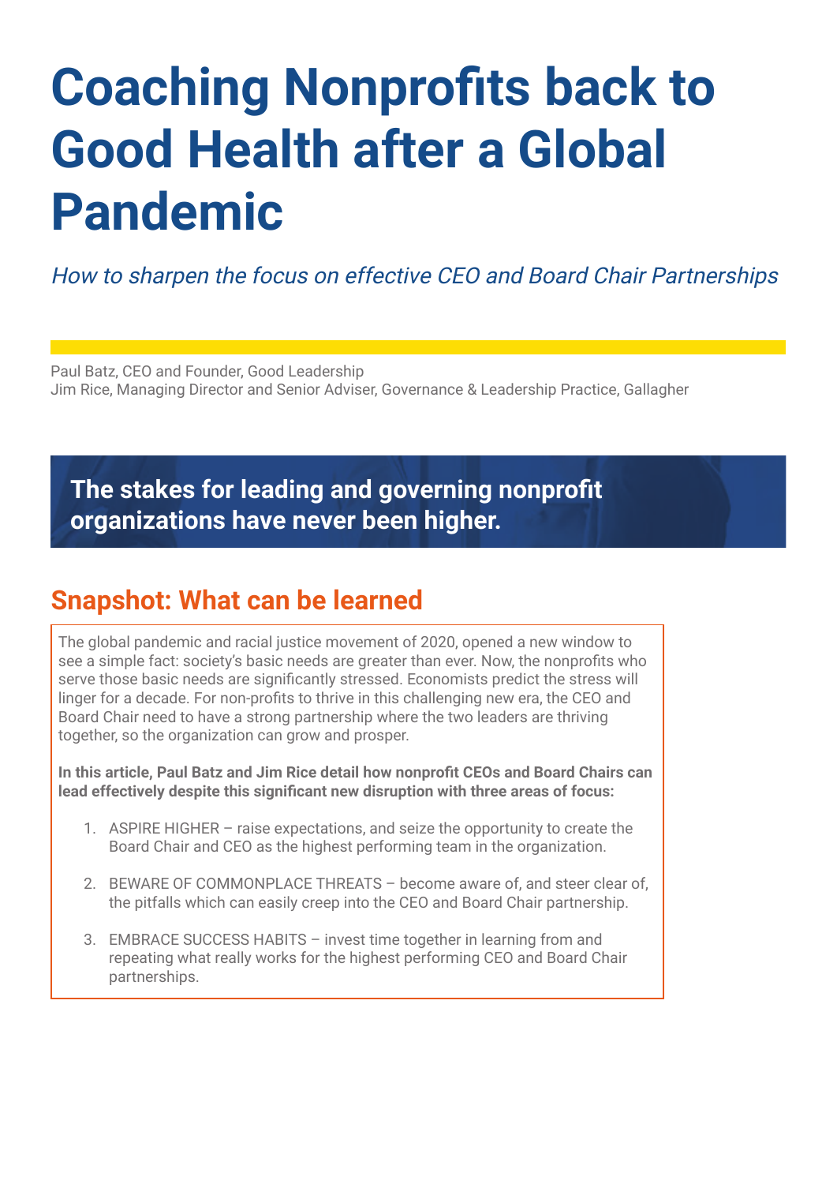# Coaching Nonprofits back to Good Health after a Global Pandemic

*How to sharpen the focus on effective CEO and Board Chair Partnerships*

Paul Batz, CEO and Founder, Good Leadership
Jim Rice, Managing Director and Senior Adviser, Governance & Leadership Practice, Gallagher

**The stakes for leading and governing nonprofit organizations have never been higher.**

## Snapshot: What can be learned

The global pandemic and racial justice movement of 2020, opened a new window to see a simple fact: society's basic needs are greater than ever. Now, the nonprofits who serve those basic needs are significantly stressed. Economists predict the stress will linger for a decade. For non-profits to thrive in this challenging new era, the CEO and Board Chair need to have a strong partnership where the two leaders are thriving together, so the organization can grow and prosper.

**In this article, Paul Batz and Jim Rice detail how nonprofit CEOs and Board Chairs can lead effectively despite this significant new disruption with three areas of focus:**

1. ASPIRE HIGHER – raise expectations, and seize the opportunity to create the Board Chair and CEO as the highest performing team in the organization.
2. BEWARE OF COMMONPLACE THREATS – become aware of, and steer clear of, the pitfalls which can easily creep into the CEO and Board Chair partnership.
3. EMBRACE SUCCESS HABITS – invest time together in learning from and repeating what really works for the highest performing CEO and Board Chair partnerships.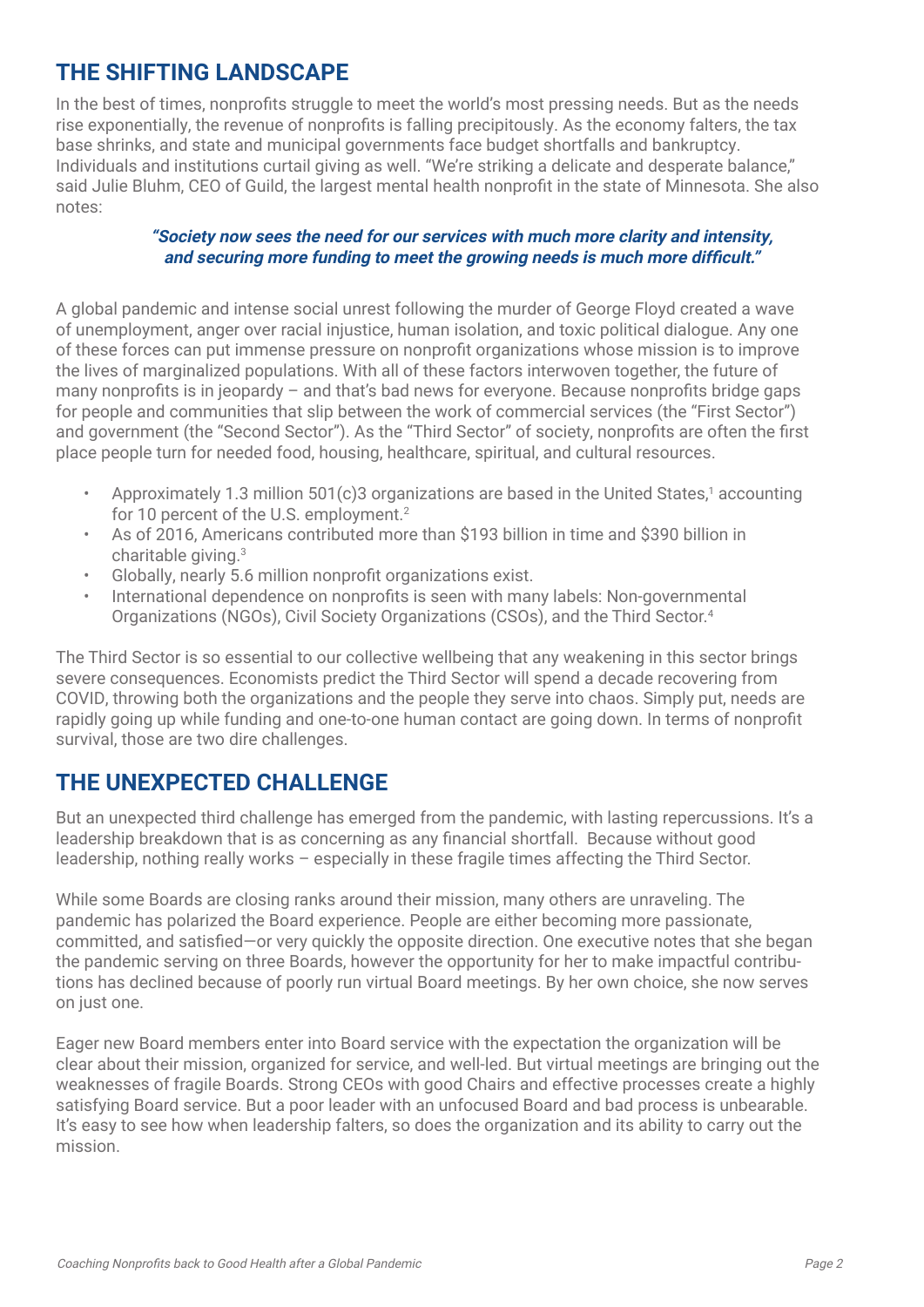## THE SHIFTING LANDSCAPE

In the best of times, nonprofits struggle to meet the world's most pressing needs. But as the needs rise exponentially, the revenue of nonprofits is falling precipitously. As the economy falters, the tax base shrinks, and state and municipal governments face budget shortfalls and bankruptcy. Individuals and institutions curtail giving as well. "We're striking a delicate and desperate balance," said Julie Bluhm, CEO of Guild, the largest mental health nonprofit in the state of Minnesota. She also notes:

> ***"Society now sees the need for our services with much more clarity and intensity, and securing more funding to meet the growing needs is much more difficult."***

A global pandemic and intense social unrest following the murder of George Floyd created a wave of unemployment, anger over racial injustice, human isolation, and toxic political dialogue. Any one of these forces can put immense pressure on nonprofit organizations whose mission is to improve the lives of marginalized populations. With all of these factors interwoven together, the future of many nonprofits is in jeopardy – and that's bad news for everyone. Because nonprofits bridge gaps for people and communities that slip between the work of commercial services (the "First Sector") and government (the "Second Sector"). As the "Third Sector" of society, nonprofits are often the first place people turn for needed food, housing, healthcare, spiritual, and cultural resources.

- Approximately 1.3 million 501(c)3 organizations are based in the United States,[1] accounting for 10 percent of the U.S. employment.[2]
- As of 2016, Americans contributed more than $193 billion in time and $390 billion in charitable giving.[3]
- Globally, nearly 5.6 million nonprofit organizations exist.
- International dependence on nonprofits is seen with many labels: Non-governmental Organizations (NGOs), Civil Society Organizations (CSOs), and the Third Sector.[4]

The Third Sector is so essential to our collective wellbeing that any weakening in this sector brings severe consequences. Economists predict the Third Sector will spend a decade recovering from COVID, throwing both the organizations and the people they serve into chaos. Simply put, needs are rapidly going up while funding and one-to-one human contact are going down. In terms of nonprofit survival, those are two dire challenges.

## THE UNEXPECTED CHALLENGE

But an unexpected third challenge has emerged from the pandemic, with lasting repercussions. It's a leadership breakdown that is as concerning as any financial shortfall. Because without good leadership, nothing really works – especially in these fragile times affecting the Third Sector.

While some Boards are closing ranks around their mission, many others are unraveling. The pandemic has polarized the Board experience. People are either becoming more passionate, committed, and satisfied—or very quickly the opposite direction. One executive notes that she began the pandemic serving on three Boards, however the opportunity for her to make impactful contributions has declined because of poorly run virtual Board meetings. By her own choice, she now serves on just one.

Eager new Board members enter into Board service with the expectation the organization will be clear about their mission, organized for service, and well-led. But virtual meetings are bringing out the weaknesses of fragile Boards. Strong CEOs with good Chairs and effective processes create a highly satisfying Board service. But a poor leader with an unfocused Board and bad process is unbearable. It's easy to see how when leadership falters, so does the organization and its ability to carry out the mission.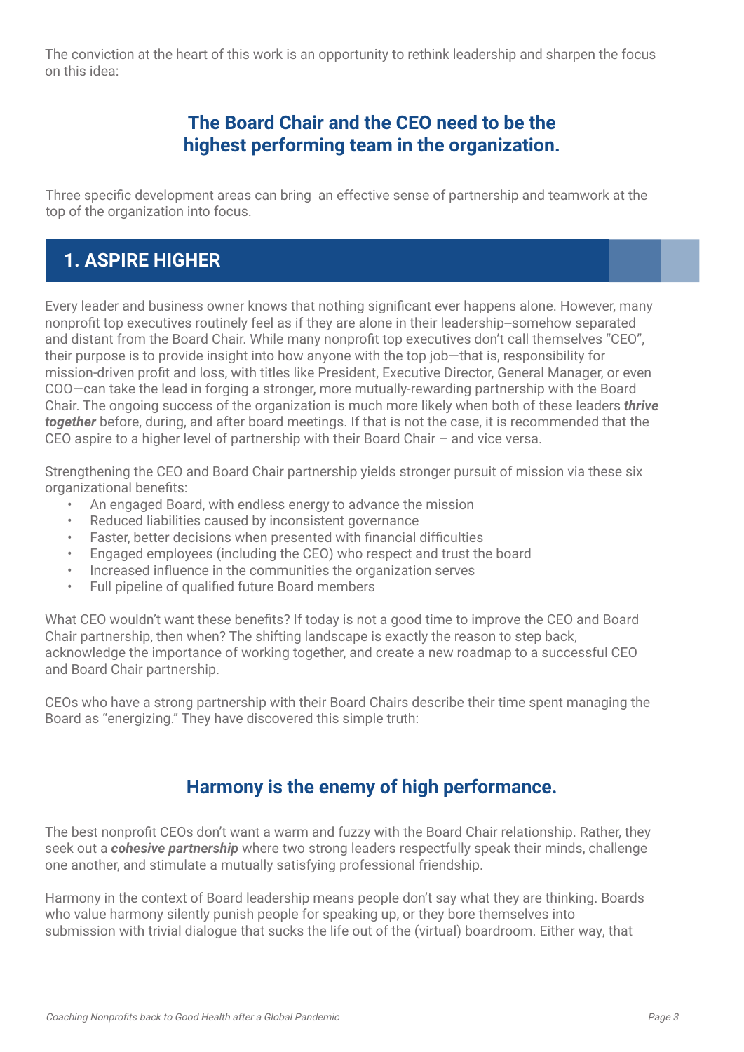The conviction at the heart of this work is an opportunity to rethink leadership and sharpen the focus on this idea:

**The Board Chair and the CEO need to be the highest performing team in the organization.**

Three specific development areas can bring an effective sense of partnership and teamwork at the top of the organization into focus.

## 1. ASPIRE HIGHER

Every leader and business owner knows that nothing significant ever happens alone. However, many nonprofit top executives routinely feel as if they are alone in their leadership--somehow separated and distant from the Board Chair. While many nonprofit top executives don't call themselves "CEO", their purpose is to provide insight into how anyone with the top job—that is, responsibility for mission-driven profit and loss, with titles like President, Executive Director, General Manager, or even COO—can take the lead in forging a stronger, more mutually-rewarding partnership with the Board Chair. The ongoing success of the organization is much more likely when both of these leaders ***thrive together*** before, during, and after board meetings. If that is not the case, it is recommended that the CEO aspire to a higher level of partnership with their Board Chair – and vice versa.

Strengthening the CEO and Board Chair partnership yields stronger pursuit of mission via these six organizational benefits:

- An engaged Board, with endless energy to advance the mission
- Reduced liabilities caused by inconsistent governance
- Faster, better decisions when presented with financial difficulties
- Engaged employees (including the CEO) who respect and trust the board
- Increased influence in the communities the organization serves
- Full pipeline of qualified future Board members

What CEO wouldn't want these benefits? If today is not a good time to improve the CEO and Board Chair partnership, then when? The shifting landscape is exactly the reason to step back, acknowledge the importance of working together, and create a new roadmap to a successful CEO and Board Chair partnership.

CEOs who have a strong partnership with their Board Chairs describe their time spent managing the Board as "energizing." They have discovered this simple truth:

**Harmony is the enemy of high performance.**

The best nonprofit CEOs don't want a warm and fuzzy with the Board Chair relationship. Rather, they seek out a ***cohesive partnership*** where two strong leaders respectfully speak their minds, challenge one another, and stimulate a mutually satisfying professional friendship.

Harmony in the context of Board leadership means people don't say what they are thinking. Boards who value harmony silently punish people for speaking up, or they bore themselves into submission with trivial dialogue that sucks the life out of the (virtual) boardroom. Either way, that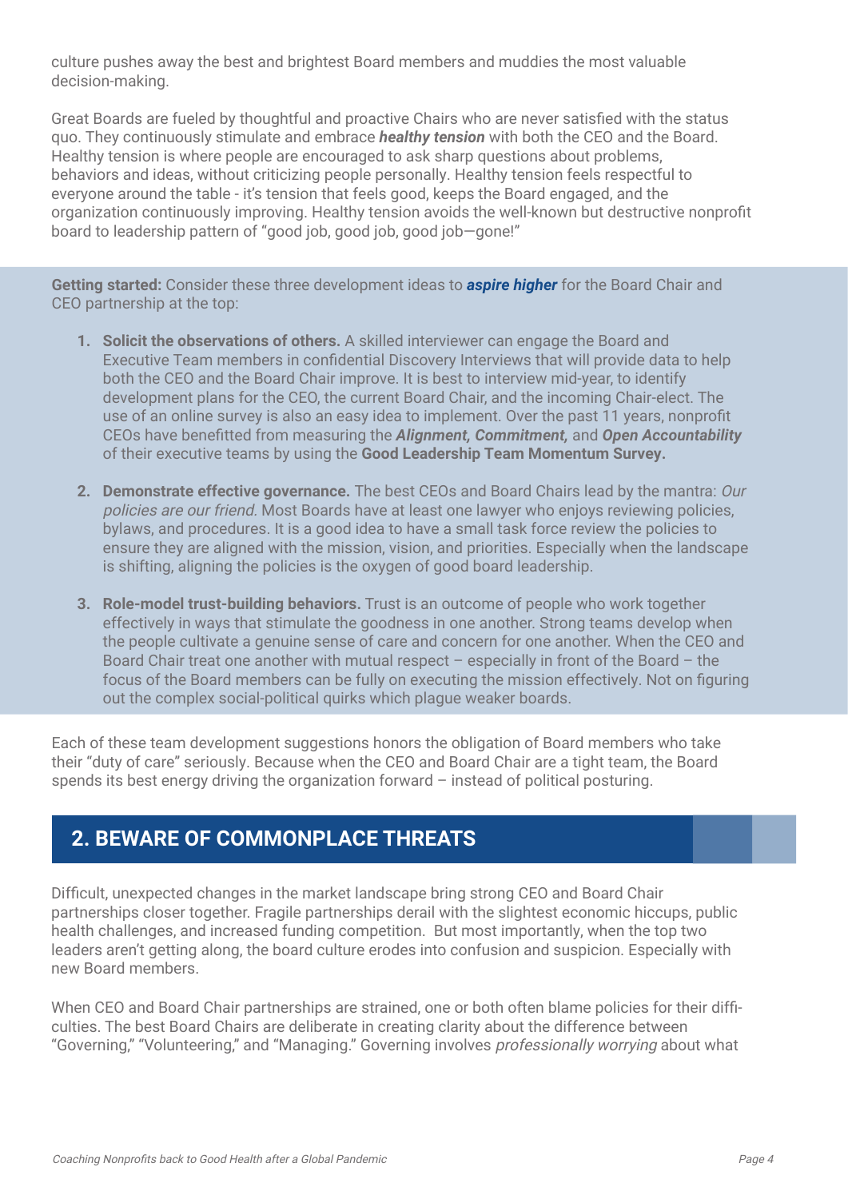culture pushes away the best and brightest Board members and muddies the most valuable decision-making.

Great Boards are fueled by thoughtful and proactive Chairs who are never satisfied with the status quo. They continuously stimulate and embrace ***healthy tension*** with both the CEO and the Board. Healthy tension is where people are encouraged to ask sharp questions about problems, behaviors and ideas, without criticizing people personally. Healthy tension feels respectful to everyone around the table - it's tension that feels good, keeps the Board engaged, and the organization continuously improving. Healthy tension avoids the well-known but destructive nonprofit board to leadership pattern of "good job, good job, good job—gone!"

**Getting started:** Consider these three development ideas to ***aspire higher*** for the Board Chair and CEO partnership at the top:

1. **Solicit the observations of others.** A skilled interviewer can engage the Board and Executive Team members in confidential Discovery Interviews that will provide data to help both the CEO and the Board Chair improve. It is best to interview mid-year, to identify development plans for the CEO, the current Board Chair, and the incoming Chair-elect. The use of an online survey is also an easy idea to implement. Over the past 11 years, nonprofit CEOs have benefitted from measuring the ***Alignment, Commitment,*** and ***Open Accountability*** of their executive teams by using the **Good Leadership Team Momentum Survey.**

2. **Demonstrate effective governance.** The best CEOs and Board Chairs lead by the mantra: *Our policies are our friend.* Most Boards have at least one lawyer who enjoys reviewing policies, bylaws, and procedures. It is a good idea to have a small task force review the policies to ensure they are aligned with the mission, vision, and priorities. Especially when the landscape is shifting, aligning the policies is the oxygen of good board leadership.

3. **Role-model trust-building behaviors.** Trust is an outcome of people who work together effectively in ways that stimulate the goodness in one another. Strong teams develop when the people cultivate a genuine sense of care and concern for one another. When the CEO and Board Chair treat one another with mutual respect – especially in front of the Board – the focus of the Board members can be fully on executing the mission effectively. Not on figuring out the complex social-political quirks which plague weaker boards.

Each of these team development suggestions honors the obligation of Board members who take their "duty of care" seriously. Because when the CEO and Board Chair are a tight team, the Board spends its best energy driving the organization forward – instead of political posturing.

## 2. BEWARE OF COMMONPLACE THREATS

Difficult, unexpected changes in the market landscape bring strong CEO and Board Chair partnerships closer together. Fragile partnerships derail with the slightest economic hiccups, public health challenges, and increased funding competition. But most importantly, when the top two leaders aren't getting along, the board culture erodes into confusion and suspicion. Especially with new Board members.

When CEO and Board Chair partnerships are strained, one or both often blame policies for their difficulties. The best Board Chairs are deliberate in creating clarity about the difference between "Governing," "Volunteering," and "Managing." Governing involves *professionally worrying* about what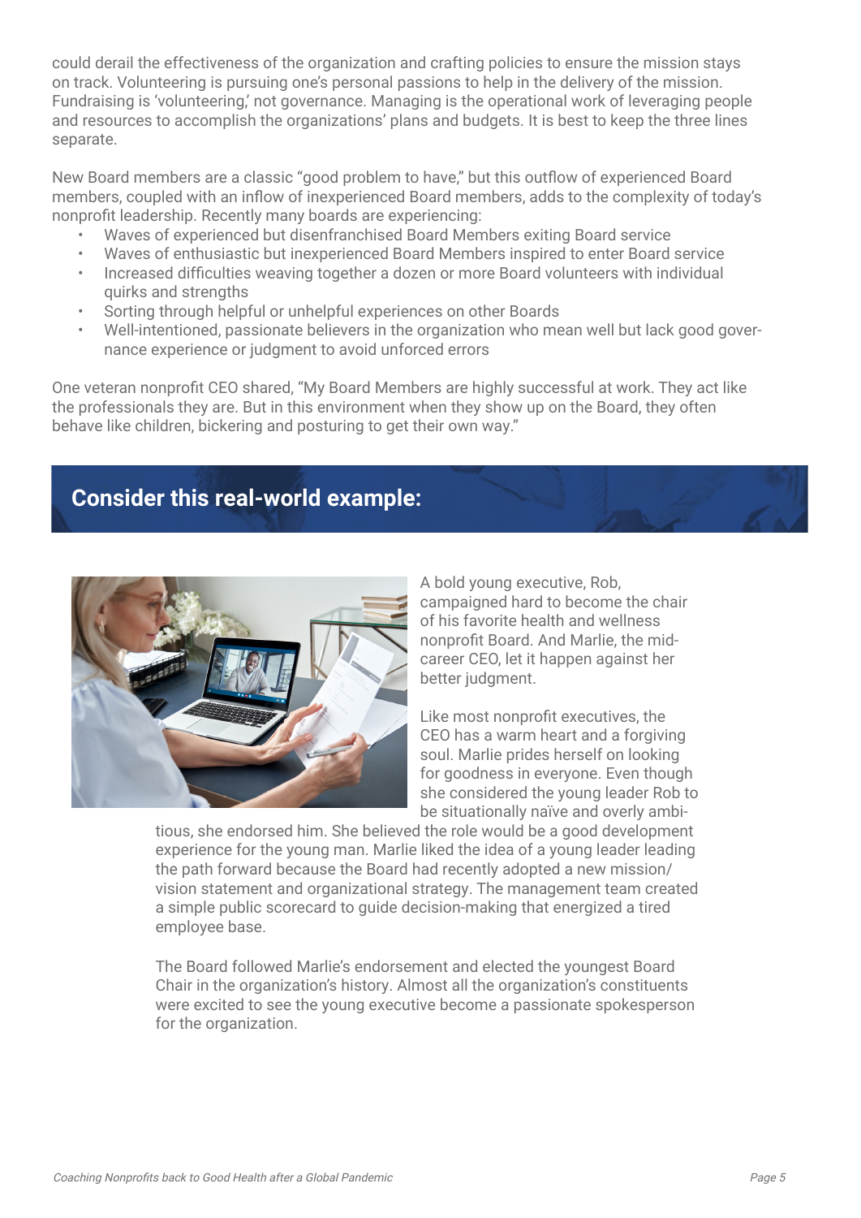could derail the effectiveness of the organization and crafting policies to ensure the mission stays on track. Volunteering is pursuing one's personal passions to help in the delivery of the mission. Fundraising is 'volunteering,' not governance. Managing is the operational work of leveraging people and resources to accomplish the organizations' plans and budgets. It is best to keep the three lines separate.

New Board members are a classic "good problem to have," but this outflow of experienced Board members, coupled with an inflow of inexperienced Board members, adds to the complexity of today's nonprofit leadership. Recently many boards are experiencing:

- Waves of experienced but disenfranchised Board Members exiting Board service
- Waves of enthusiastic but inexperienced Board Members inspired to enter Board service
- Increased difficulties weaving together a dozen or more Board volunteers with individual quirks and strengths
- Sorting through helpful or unhelpful experiences on other Boards
- Well-intentioned, passionate believers in the organization who mean well but lack good governance experience or judgment to avoid unforced errors

One veteran nonprofit CEO shared, "My Board Members are highly successful at work. They act like the professionals they are. But in this environment when they show up on the Board, they often behave like children, bickering and posturing to get their own way."

## Consider this real-world example:

A bold young executive, Rob, campaigned hard to become the chair of his favorite health and wellness nonprofit Board. And Marlie, the mid-career CEO, let it happen against her better judgment.

Like most nonprofit executives, the CEO has a warm heart and a forgiving soul. Marlie prides herself on looking for goodness in everyone. Even though she considered the young leader Rob to be situationally naïve and overly ambitious, she endorsed him. She believed the role would be a good development experience for the young man. Marlie liked the idea of a young leader leading the path forward because the Board had recently adopted a new mission/vision statement and organizational strategy. The management team created a simple public scorecard to guide decision-making that energized a tired employee base.

The Board followed Marlie's endorsement and elected the youngest Board Chair in the organization's history. Almost all the organization's constituents were excited to see the young executive become a passionate spokesperson for the organization.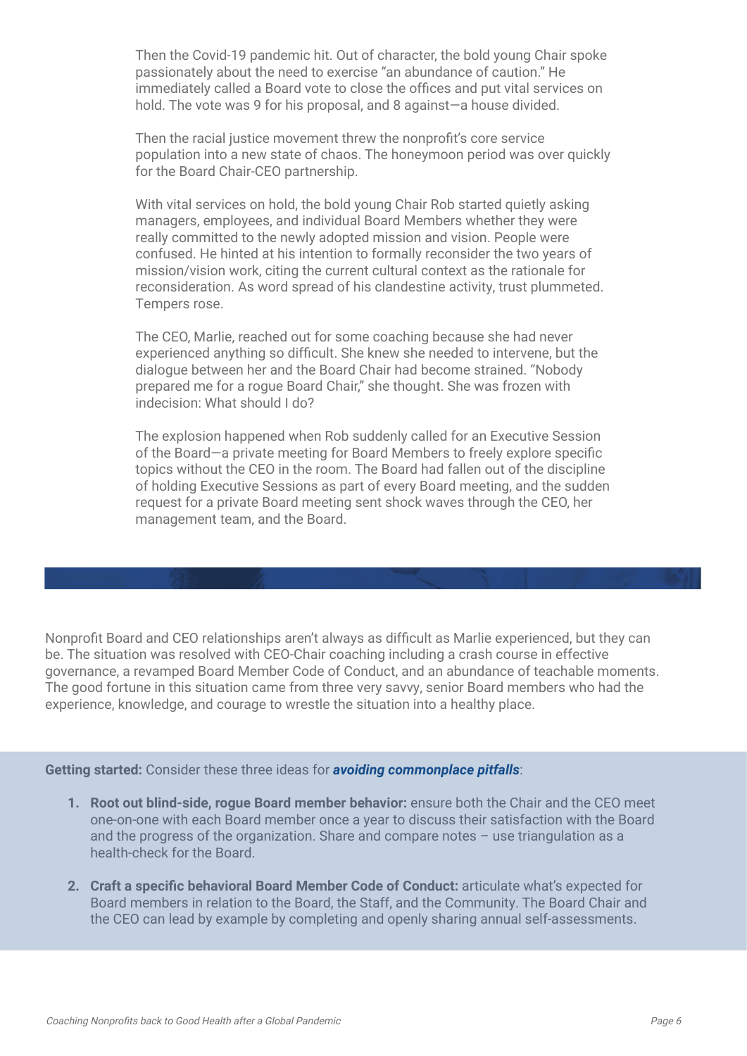Then the Covid-19 pandemic hit. Out of character, the bold young Chair spoke passionately about the need to exercise "an abundance of caution." He immediately called a Board vote to close the offices and put vital services on hold. The vote was 9 for his proposal, and 8 against—a house divided.

Then the racial justice movement threw the nonprofit's core service population into a new state of chaos. The honeymoon period was over quickly for the Board Chair-CEO partnership.

With vital services on hold, the bold young Chair Rob started quietly asking managers, employees, and individual Board Members whether they were really committed to the newly adopted mission and vision. People were confused. He hinted at his intention to formally reconsider the two years of mission/vision work, citing the current cultural context as the rationale for reconsideration. As word spread of his clandestine activity, trust plummeted. Tempers rose.

The CEO, Marlie, reached out for some coaching because she had never experienced anything so difficult. She knew she needed to intervene, but the dialogue between her and the Board Chair had become strained. "Nobody prepared me for a rogue Board Chair," she thought. She was frozen with indecision: What should I do?

The explosion happened when Rob suddenly called for an Executive Session of the Board—a private meeting for Board Members to freely explore specific topics without the CEO in the room. The Board had fallen out of the discipline of holding Executive Sessions as part of every Board meeting, and the sudden request for a private Board meeting sent shock waves through the CEO, her management team, and the Board.

Nonprofit Board and CEO relationships aren't always as difficult as Marlie experienced, but they can be. The situation was resolved with CEO-Chair coaching including a crash course in effective governance, a revamped Board Member Code of Conduct, and an abundance of teachable moments. The good fortune in this situation came from three very savvy, senior Board members who had the experience, knowledge, and courage to wrestle the situation into a healthy place.

**Getting started:** Consider these three ideas for ***avoiding commonplace pitfalls***:

1. **Root out blind-side, rogue Board member behavior:** ensure both the Chair and the CEO meet one-on-one with each Board member once a year to discuss their satisfaction with the Board and the progress of the organization. Share and compare notes – use triangulation as a health-check for the Board.
2. **Craft a specific behavioral Board Member Code of Conduct:** articulate what's expected for Board members in relation to the Board, the Staff, and the Community. The Board Chair and the CEO can lead by example by completing and openly sharing annual self-assessments.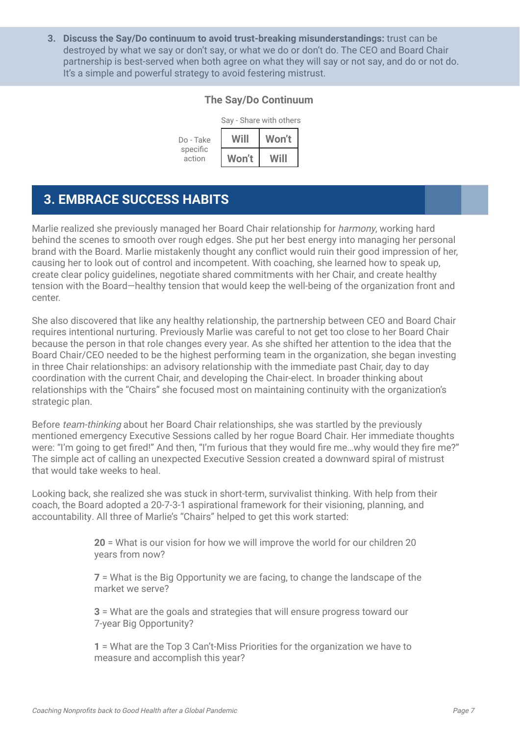3. **Discuss the Say/Do continuum to avoid trust-breaking misunderstandings:** trust can be destroyed by what we say or don't say, or what we do or don't do. The CEO and Board Chair partnership is best-served when both agree on what they will say or not say, and do or not do. It's a simple and powerful strategy to avoid festering mistrust.

**The Say/Do Continuum**

| | Say - Share with others | |
|---|---|---|
| Do - Take specific action | **Will** | **Won't** |
| | **Won't** | **Will** |

## 3. EMBRACE SUCCESS HABITS

Marlie realized she previously managed her Board Chair relationship for *harmony*, working hard behind the scenes to smooth over rough edges. She put her best energy into managing her personal brand with the Board. Marlie mistakenly thought any conflict would ruin their good impression of her, causing her to look out of control and incompetent. With coaching, she learned how to speak up, create clear policy guidelines, negotiate shared commitments with her Chair, and create healthy tension with the Board—healthy tension that would keep the well-being of the organization front and center.

She also discovered that like any healthy relationship, the partnership between CEO and Board Chair requires intentional nurturing. Previously Marlie was careful to not get too close to her Board Chair because the person in that role changes every year. As she shifted her attention to the idea that the Board Chair/CEO needed to be the highest performing team in the organization, she began investing in three Chair relationships: an advisory relationship with the immediate past Chair, day to day coordination with the current Chair, and developing the Chair-elect. In broader thinking about relationships with the "Chairs" she focused most on maintaining continuity with the organization's strategic plan.

Before *team-thinking* about her Board Chair relationships, she was startled by the previously mentioned emergency Executive Sessions called by her rogue Board Chair. Her immediate thoughts were: "I'm going to get fired!" And then, "I'm furious that they would fire me…why would they fire me?" The simple act of calling an unexpected Executive Session created a downward spiral of mistrust that would take weeks to heal.

Looking back, she realized she was stuck in short-term, survivalist thinking. With help from their coach, the Board adopted a 20-7-3-1 aspirational framework for their visioning, planning, and accountability. All three of Marlie's "Chairs" helped to get this work started:

**20** = What is our vision for how we will improve the world for our children 20 years from now?

**7** = What is the Big Opportunity we are facing, to change the landscape of the market we serve?

**3** = What are the goals and strategies that will ensure progress toward our 7-year Big Opportunity?

**1** = What are the Top 3 Can't-Miss Priorities for the organization we have to measure and accomplish this year?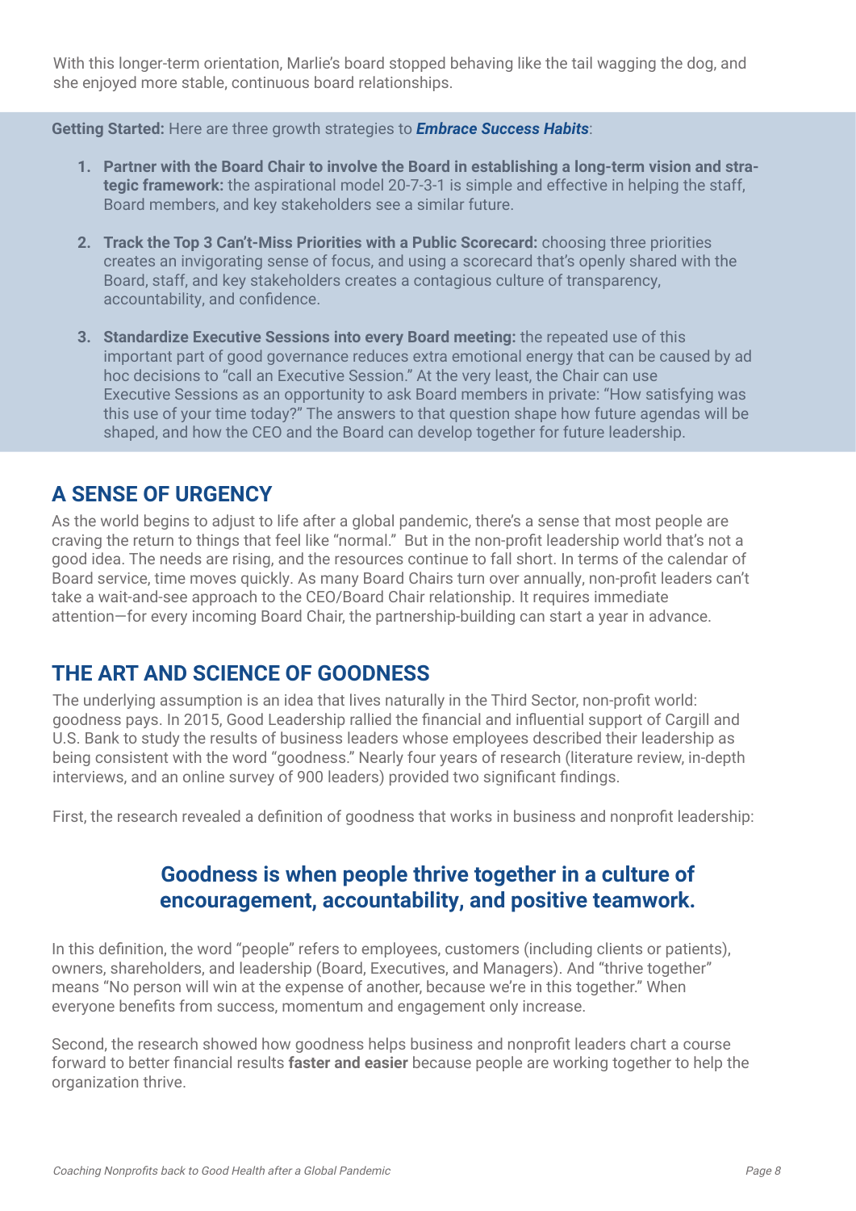With this longer-term orientation, Marlie's board stopped behaving like the tail wagging the dog, and she enjoyed more stable, continuous board relationships.

**Getting Started:** Here are three growth strategies to ***Embrace Success Habits***:

1. **Partner with the Board Chair to involve the Board in establishing a long-term vision and strategic framework:** the aspirational model 20-7-3-1 is simple and effective in helping the staff, Board members, and key stakeholders see a similar future.

2. **Track the Top 3 Can't-Miss Priorities with a Public Scorecard:** choosing three priorities creates an invigorating sense of focus, and using a scorecard that's openly shared with the Board, staff, and key stakeholders creates a contagious culture of transparency, accountability, and confidence.

3. **Standardize Executive Sessions into every Board meeting:** the repeated use of this important part of good governance reduces extra emotional energy that can be caused by ad hoc decisions to "call an Executive Session." At the very least, the Chair can use Executive Sessions as an opportunity to ask Board members in private: "How satisfying was this use of your time today?" The answers to that question shape how future agendas will be shaped, and how the CEO and the Board can develop together for future leadership.

## A SENSE OF URGENCY

As the world begins to adjust to life after a global pandemic, there's a sense that most people are craving the return to things that feel like "normal." But in the non-profit leadership world that's not a good idea. The needs are rising, and the resources continue to fall short. In terms of the calendar of Board service, time moves quickly. As many Board Chairs turn over annually, non-profit leaders can't take a wait-and-see approach to the CEO/Board Chair relationship. It requires immediate attention—for every incoming Board Chair, the partnership-building can start a year in advance.

## THE ART AND SCIENCE OF GOODNESS

The underlying assumption is an idea that lives naturally in the Third Sector, non-profit world: goodness pays. In 2015, Good Leadership rallied the financial and influential support of Cargill and U.S. Bank to study the results of business leaders whose employees described their leadership as being consistent with the word "goodness." Nearly four years of research (literature review, in-depth interviews, and an online survey of 900 leaders) provided two significant findings.

First, the research revealed a definition of goodness that works in business and nonprofit leadership:

### Goodness is when people thrive together in a culture of encouragement, accountability, and positive teamwork.

In this definition, the word "people" refers to employees, customers (including clients or patients), owners, shareholders, and leadership (Board, Executives, and Managers). And "thrive together" means "No person will win at the expense of another, because we're in this together." When everyone benefits from success, momentum and engagement only increase.

Second, the research showed how goodness helps business and nonprofit leaders chart a course forward to better financial results **faster and easier** because people are working together to help the organization thrive.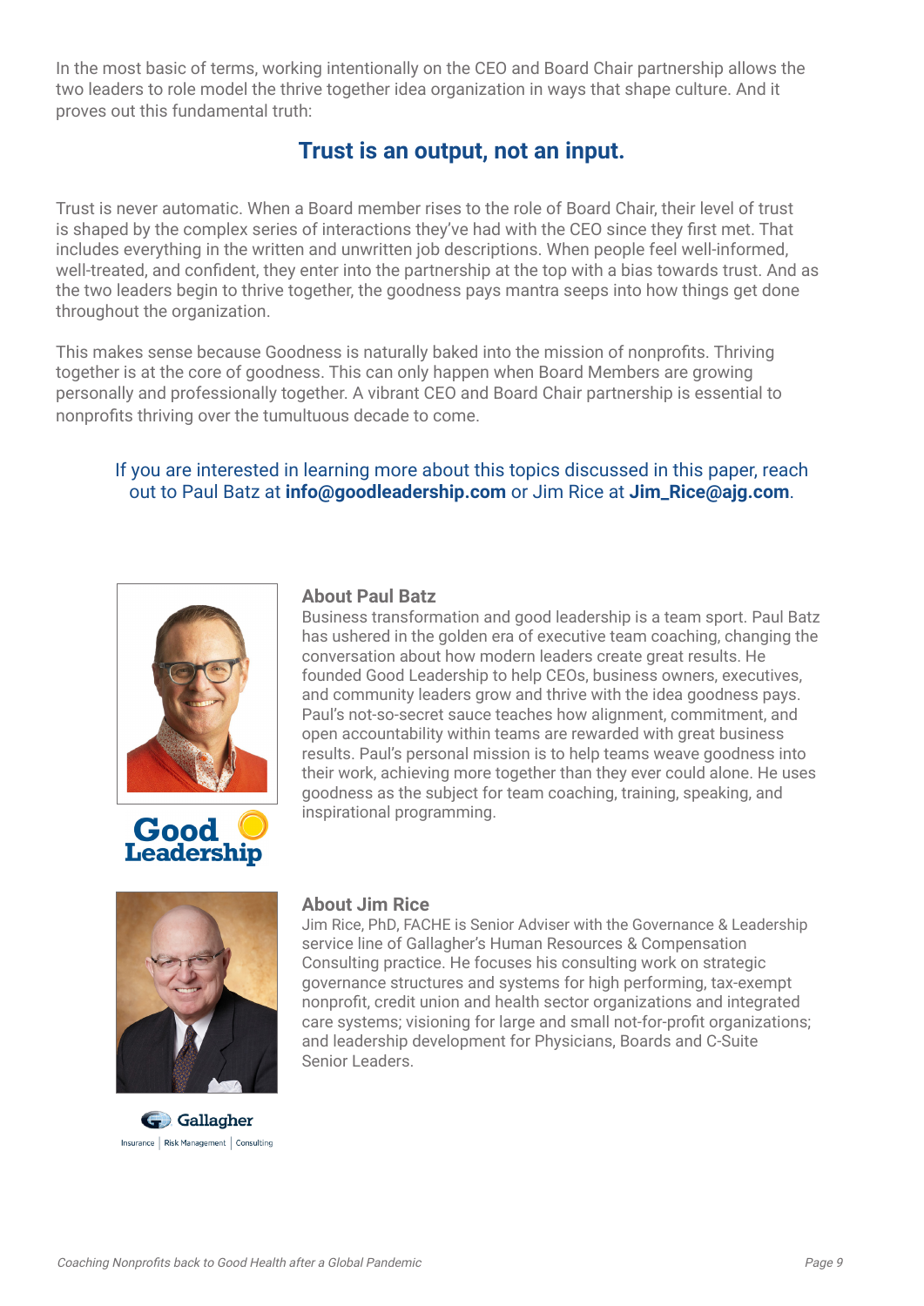In the most basic of terms, working intentionally on the CEO and Board Chair partnership allows the two leaders to role model the thrive together idea organization in ways that shape culture. And it proves out this fundamental truth:

## Trust is an output, not an input.

Trust is never automatic. When a Board member rises to the role of Board Chair, their level of trust is shaped by the complex series of interactions they've had with the CEO since they first met. That includes everything in the written and unwritten job descriptions. When people feel well-informed, well-treated, and confident, they enter into the partnership at the top with a bias towards trust. And as the two leaders begin to thrive together, the goodness pays mantra seeps into how things get done throughout the organization.

This makes sense because Goodness is naturally baked into the mission of nonprofits. Thriving together is at the core of goodness. This can only happen when Board Members are growing personally and professionally together. A vibrant CEO and Board Chair partnership is essential to nonprofits thriving over the tumultuous decade to come.

If you are interested in learning more about this topics discussed in this paper, reach out to Paul Batz at **info@goodleadership.com** or Jim Rice at **Jim_Rice@ajg.com**.

### About Paul Batz

Business transformation and good leadership is a team sport. Paul Batz has ushered in the golden era of executive team coaching, changing the conversation about how modern leaders create great results. He founded Good Leadership to help CEOs, business owners, executives, and community leaders grow and thrive with the idea goodness pays. Paul's not-so-secret sauce teaches how alignment, commitment, and open accountability within teams are rewarded with great business results. Paul's personal mission is to help teams weave goodness into their work, achieving more together than they ever could alone. He uses goodness as the subject for team coaching, training, speaking, and inspirational programming.

Good Leadership

### About Jim Rice

Jim Rice, PhD, FACHE is Senior Adviser with the Governance & Leadership service line of Gallagher's Human Resources & Compensation Consulting practice. He focuses his consulting work on strategic governance structures and systems for high performing, tax-exempt nonprofit, credit union and health sector organizations and integrated care systems; visioning for large and small not-for-profit organizations; and leadership development for Physicians, Boards and C-Suite Senior Leaders.

Gallagher
Insurance | Risk Management | Consulting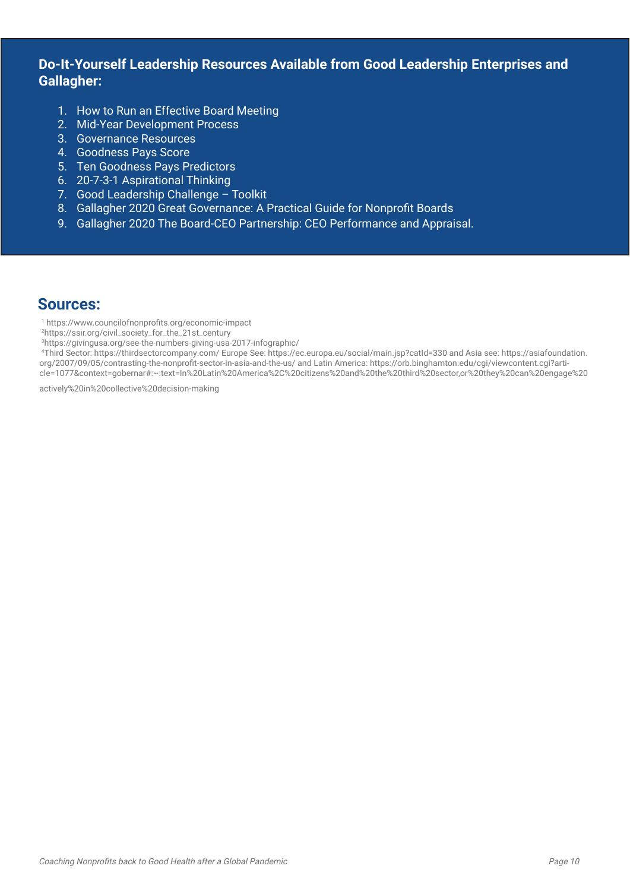## Do-It-Yourself Leadership Resources Available from Good Leadership Enterprises and Gallagher:

1. How to Run an Effective Board Meeting
2. Mid-Year Development Process
3. Governance Resources
4. Goodness Pays Score
5. Ten Goodness Pays Predictors
6. 20-7-3-1 Aspirational Thinking
7. Good Leadership Challenge – Toolkit
8. Gallagher 2020 Great Governance: A Practical Guide for Nonprofit Boards
9. Gallagher 2020 The Board-CEO Partnership: CEO Performance and Appraisal.

## Sources:

[1] https://www.councilofnonprofits.org/economic-impact
[2] https://ssir.org/civil_society_for_the_21st_century
[3] https://givingusa.org/see-the-numbers-giving-usa-2017-infographic/
[4] Third Sector: https://thirdsectorcompany.com/ Europe See: https://ec.europa.eu/social/main.jsp?catId=330 and Asia see: https://asiafoundation.org/2007/09/05/contrasting-the-nonprofit-sector-in-asia-and-the-us/ and Latin America: https://orb.binghamton.edu/cgi/viewcontent.cgi?article=1077&context=gobernar#:~:text=In%20Latin%20America%2C%20citizens%20and%20the%20third%20sector,or%20they%20can%20engage%20actively%20in%20collective%20decision-making